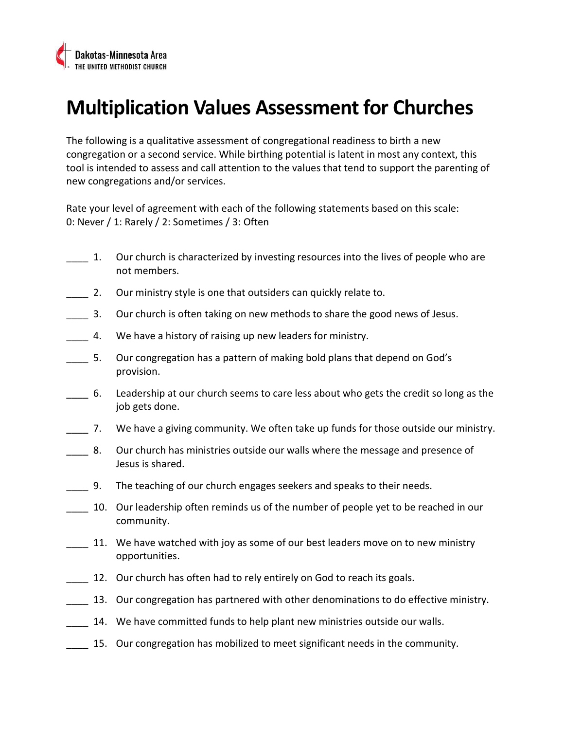Dakotas-Minnesota Area
THE UNITED METHODIST CHURCH

# Multiplication Values Assessment for Churches

The following is a qualitative assessment of congregational readiness to birth a new congregation or a second service. While birthing potential is latent in most any context, this tool is intended to assess and call attention to the values that tend to support the parenting of new congregations and/or services.

Rate your level of agreement with each of the following statements based on this scale:
0: Never / 1: Rarely / 2: Sometimes / 3: Often

____ 1. Our church is characterized by investing resources into the lives of people who are not members.

____ 2. Our ministry style is one that outsiders can quickly relate to.

____ 3. Our church is often taking on new methods to share the good news of Jesus.

____ 4. We have a history of raising up new leaders for ministry.

____ 5. Our congregation has a pattern of making bold plans that depend on God's provision.

____ 6. Leadership at our church seems to care less about who gets the credit so long as the job gets done.

____ 7. We have a giving community. We often take up funds for those outside our ministry.

____ 8. Our church has ministries outside our walls where the message and presence of Jesus is shared.

____ 9. The teaching of our church engages seekers and speaks to their needs.

____ 10. Our leadership often reminds us of the number of people yet to be reached in our community.

____ 11. We have watched with joy as some of our best leaders move on to new ministry opportunities.

____ 12. Our church has often had to rely entirely on God to reach its goals.

____ 13. Our congregation has partnered with other denominations to do effective ministry.

____ 14. We have committed funds to help plant new ministries outside our walls.

____ 15. Our congregation has mobilized to meet significant needs in the community.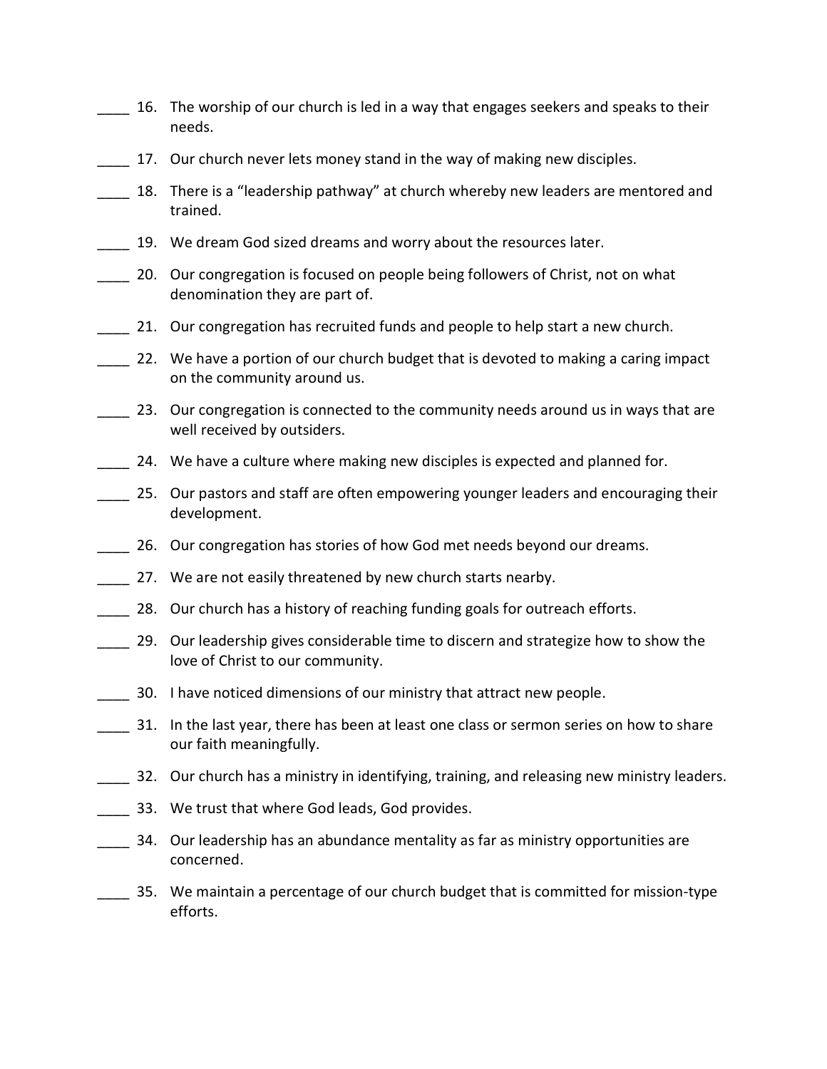____ 16. The worship of our church is led in a way that engages seekers and speaks to their needs.

____ 17. Our church never lets money stand in the way of making new disciples.

____ 18. There is a "leadership pathway" at church whereby new leaders are mentored and trained.

____ 19. We dream God sized dreams and worry about the resources later.

____ 20. Our congregation is focused on people being followers of Christ, not on what denomination they are part of.

____ 21. Our congregation has recruited funds and people to help start a new church.

____ 22. We have a portion of our church budget that is devoted to making a caring impact on the community around us.

____ 23. Our congregation is connected to the community needs around us in ways that are well received by outsiders.

____ 24. We have a culture where making new disciples is expected and planned for.

____ 25. Our pastors and staff are often empowering younger leaders and encouraging their development.

____ 26. Our congregation has stories of how God met needs beyond our dreams.

____ 27. We are not easily threatened by new church starts nearby.

____ 28. Our church has a history of reaching funding goals for outreach efforts.

____ 29. Our leadership gives considerable time to discern and strategize how to show the love of Christ to our community.

____ 30. I have noticed dimensions of our ministry that attract new people.

____ 31. In the last year, there has been at least one class or sermon series on how to share our faith meaningfully.

____ 32. Our church has a ministry in identifying, training, and releasing new ministry leaders.

____ 33. We trust that where God leads, God provides.

____ 34. Our leadership has an abundance mentality as far as ministry opportunities are concerned.

____ 35. We maintain a percentage of our church budget that is committed for mission-type efforts.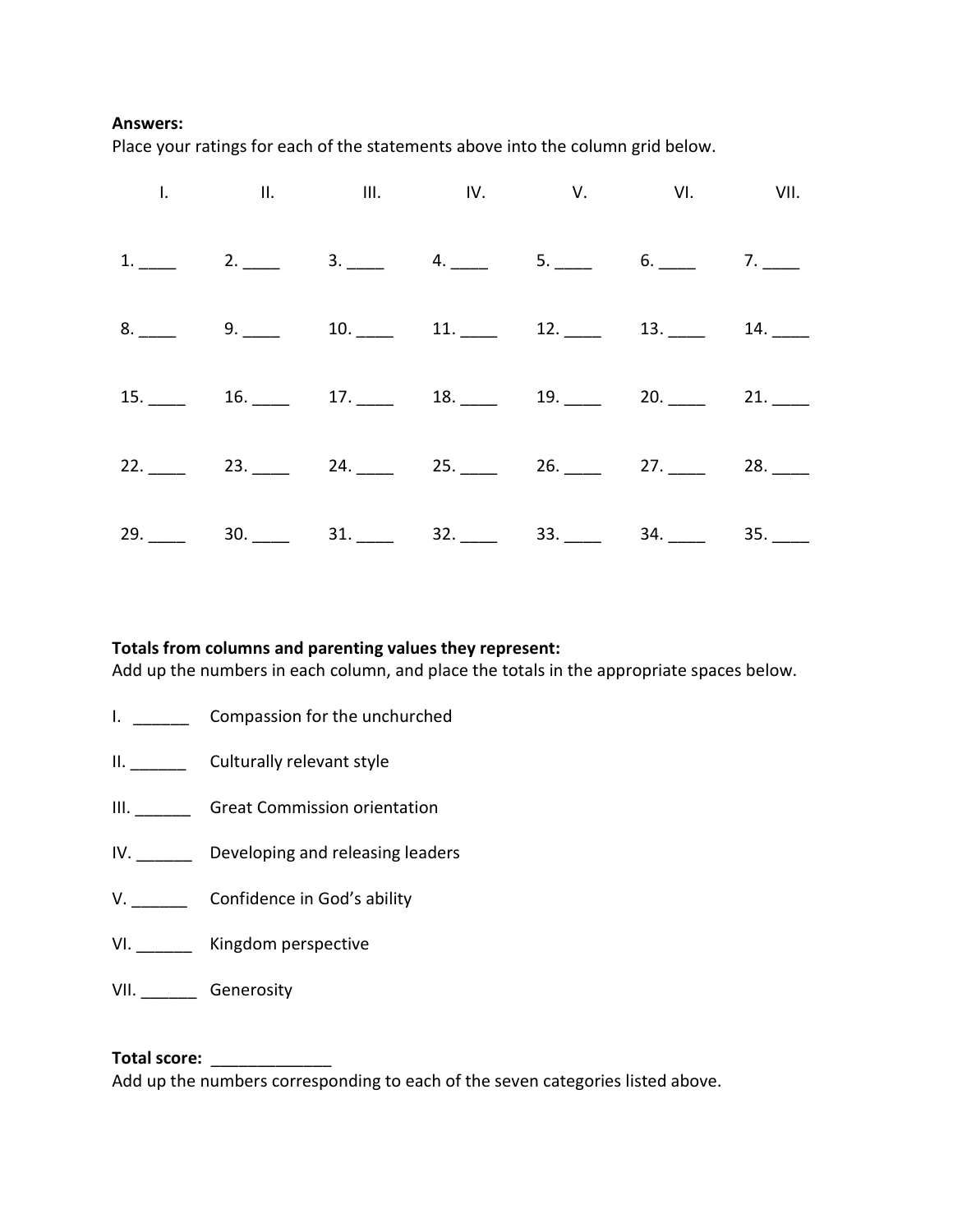**Answers:**
Place your ratings for each of the statements above into the column grid below.

| I. | II. | III. | IV. | V. | VI. | VII. |
|---|---|---|---|---|---|---|
| 1. ____ | 2. ____ | 3. ____ | 4. ____ | 5. ____ | 6. ____ | 7. ____ |
| 8. ____ | 9. ____ | 10. ____ | 11. ____ | 12. ____ | 13. ____ | 14. ____ |
| 15. ____ | 16. ____ | 17. ____ | 18. ____ | 19. ____ | 20. ____ | 21. ____ |
| 22. ____ | 23. ____ | 24. ____ | 25. ____ | 26. ____ | 27. ____ | 28. ____ |
| 29. ____ | 30. ____ | 31. ____ | 32. ____ | 33. ____ | 34. ____ | 35. ____ |

**Totals from columns and parenting values they represent:**
Add up the numbers in each column, and place the totals in the appropriate spaces below.

I. ______ Compassion for the unchurched

II. ______ Culturally relevant style

III. ______ Great Commission orientation

IV. ______ Developing and releasing leaders

V. ______ Confidence in God's ability

VI. ______ Kingdom perspective

VII. ______ Generosity

**Total score:** _____________
Add up the numbers corresponding to each of the seven categories listed above.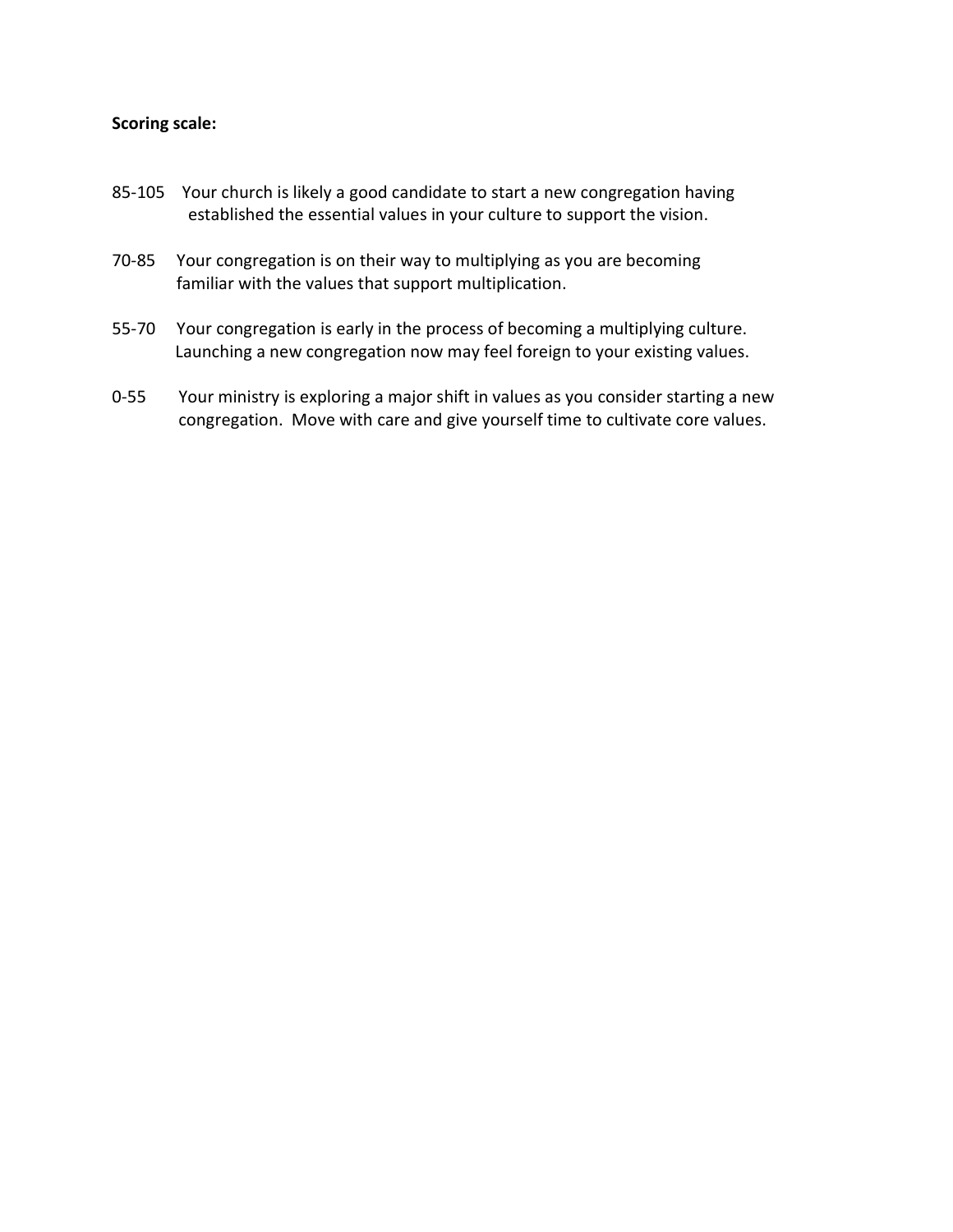**Scoring scale:**

85-105 Your church is likely a good candidate to start a new congregation having established the essential values in your culture to support the vision.

70-85 Your congregation is on their way to multiplying as you are becoming familiar with the values that support multiplication.

55-70 Your congregation is early in the process of becoming a multiplying culture. Launching a new congregation now may feel foreign to your existing values.

0-55 Your ministry is exploring a major shift in values as you consider starting a new congregation. Move with care and give yourself time to cultivate core values.